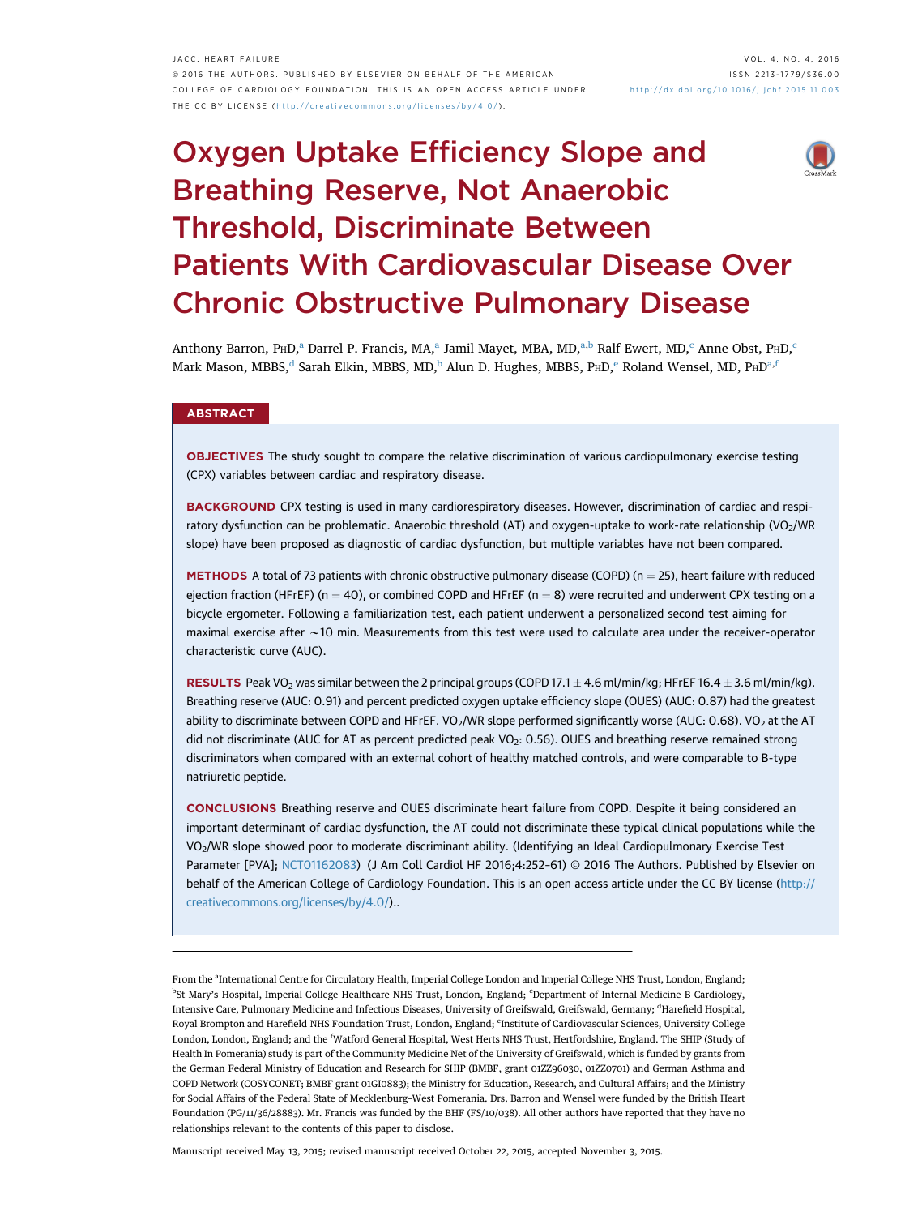# Oxygen Uptake Efficiency Slope and Breathing Reserve, Not Anaerobic Threshold, Discriminate Between Patients With Cardiovascular Disease Over Chronic Obstructive Pulmonary Disease

Anthony Barron, PhD,[a] Darrel P. Francis, MA,[a] Jamil Mayet, MBA, MD,[a,b] Ralf Ewert, MD,[c] Anne Obst, PhD,[c] Mark Mason, MBBS,[d] Sarah Elkin, MBBS, MD,[b] Alun D. Hughes, MBBS, PhD,[e] Roland Wensel, MD, PhD[a,f]

## ABSTRACT

**OBJECTIVES** The study sought to compare the relative discrimination of various cardiopulmonary exercise testing (CPX) variables between cardiac and respiratory disease.

**BACKGROUND** CPX testing is used in many cardiorespiratory diseases. However, discrimination of cardiac and respiratory dysfunction can be problematic. Anaerobic threshold (AT) and oxygen-uptake to work-rate relationship ($VO_2$/WR slope) have been proposed as diagnostic of cardiac dysfunction, but multiple variables have not been compared.

**METHODS** A total of 73 patients with chronic obstructive pulmonary disease (COPD) (n = 25), heart failure with reduced ejection fraction (HFrEF) (n = 40), or combined COPD and HFrEF (n = 8) were recruited and underwent CPX testing on a bicycle ergometer. Following a familiarization test, each patient underwent a personalized second test aiming for maximal exercise after ~10 min. Measurements from this test were used to calculate area under the receiver-operator characteristic curve (AUC).

**RESULTS** Peak $VO_2$ was similar between the 2 principal groups (COPD 17.1 ± 4.6 ml/min/kg; HFrEF 16.4 ± 3.6 ml/min/kg). Breathing reserve (AUC: 0.91) and percent predicted oxygen uptake efficiency slope (OUES) (AUC: 0.87) had the greatest ability to discriminate between COPD and HFrEF. $VO_2$/WR slope performed significantly worse (AUC: 0.68). $VO_2$ at the AT did not discriminate (AUC for AT as percent predicted peak $VO_2$: 0.56). OUES and breathing reserve remained strong discriminators when compared with an external cohort of healthy matched controls, and were comparable to B-type natriuretic peptide.

**CONCLUSIONS** Breathing reserve and OUES discriminate heart failure from COPD. Despite it being considered an important determinant of cardiac dysfunction, the AT could not discriminate these typical clinical populations while the $VO_2$/WR slope showed poor to moderate discriminant ability. (Identifying an Ideal Cardiopulmonary Exercise Test Parameter [PVA]; NCT01162083) (J Am Coll Cardiol HF 2016;4:252–61) © 2016 The Authors. Published by Elsevier on behalf of the American College of Cardiology Foundation. This is an open access article under the CC BY license (http://creativecommons.org/licenses/by/4.0/)..

---

From the [a]International Centre for Circulatory Health, Imperial College London and Imperial College NHS Trust, London, England; [b]St Mary's Hospital, Imperial College Healthcare NHS Trust, London, England; [c]Department of Internal Medicine B-Cardiology, Intensive Care, Pulmonary Medicine and Infectious Diseases, University of Greifswald, Greifswald, Germany; [d]Harefield Hospital, Royal Brompton and Harefield NHS Foundation Trust, London, England; [e]Institute of Cardiovascular Sciences, University College London, London, England; and the [f]Watford General Hospital, West Herts NHS Trust, Hertfordshire, England. The SHIP (Study of Health In Pomerania) study is part of the Community Medicine Net of the University of Greifswald, which is funded by grants from the German Federal Ministry of Education and Research for SHIP (BMBF, grant 01ZZ96030, 01ZZ0701) and German Asthma and COPD Network (COSYCONET; BMBF grant 01GI0883); the Ministry for Education, Research, and Cultural Affairs; and the Ministry for Social Affairs of the Federal State of Mecklenburg-West Pomerania. Drs. Barron and Wensel were funded by the British Heart Foundation (PG/11/36/28883). Mr. Francis was funded by the BHF (FS/10/038). All other authors have reported that they have no relationships relevant to the contents of this paper to disclose.

Manuscript received May 13, 2015; revised manuscript received October 22, 2015, accepted November 3, 2015.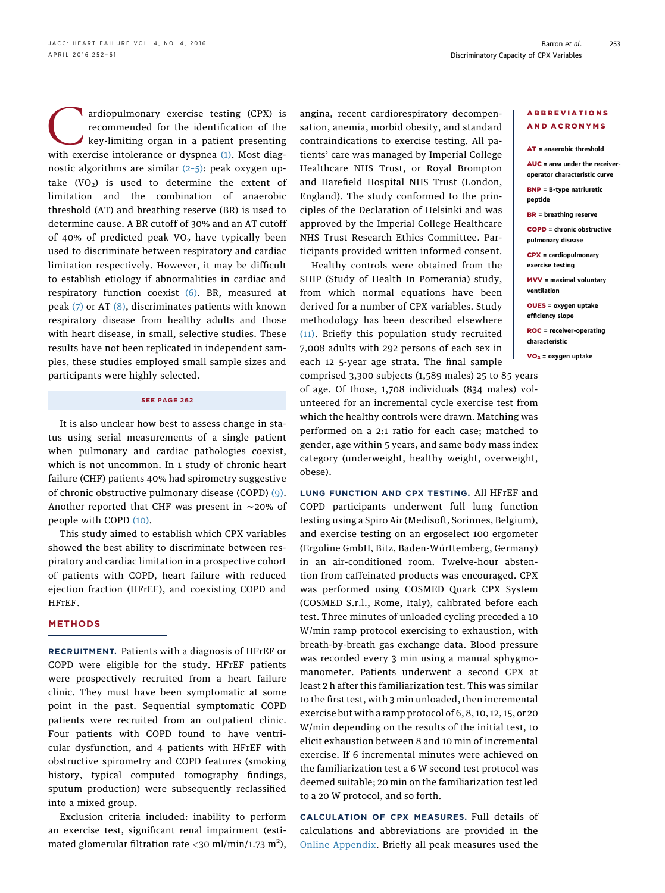Cardiopulmonary exercise testing (CPX) is recommended for the identification of the key-limiting organ in a patient presenting with exercise intolerance or dyspnea (1). Most diagnostic algorithms are similar (2–5): peak oxygen uptake ($VO_2$) is used to determine the extent of limitation and the combination of anaerobic threshold (AT) and breathing reserve (BR) is used to determine cause. A BR cutoff of 30% and an AT cutoff of 40% of predicted peak $VO_2$ have typically been used to discriminate between respiratory and cardiac limitation respectively. However, it may be difficult to establish etiology if abnormalities in cardiac and respiratory function coexist (6). BR, measured at peak (7) or AT (8), discriminates patients with known respiratory disease from healthy adults and those with heart disease, in small, selective studies. These results have not been replicated in independent samples, these studies employed small sample sizes and participants were highly selected.

SEE PAGE 262

It is also unclear how best to assess change in status using serial measurements of a single patient when pulmonary and cardiac pathologies coexist, which is not uncommon. In 1 study of chronic heart failure (CHF) patients 40% had spirometry suggestive of chronic obstructive pulmonary disease (COPD) (9). Another reported that CHF was present in ~20% of people with COPD (10).

This study aimed to establish which CPX variables showed the best ability to discriminate between respiratory and cardiac limitation in a prospective cohort of patients with COPD, heart failure with reduced ejection fraction (HFrEF), and coexisting COPD and HFrEF.

**ABBREVIATIONS AND ACRONYMS**

**AT** = anaerobic threshold

**AUC** = area under the receiver-operator characteristic curve

**BNP** = B-type natriuretic peptide

**BR** = breathing reserve

**COPD** = chronic obstructive pulmonary disease

**CPX** = cardiopulmonary exercise testing

**MVV** = maximal voluntary ventilation

**OUES** = oxygen uptake efficiency slope

**ROC** = receiver-operating characteristic

**$VO_2$** = oxygen uptake

## METHODS

**RECRUITMENT.** Patients with a diagnosis of HFrEF or COPD were eligible for the study. HFrEF patients were prospectively recruited from a heart failure clinic. They must have been symptomatic at some point in the past. Sequential symptomatic COPD patients were recruited from an outpatient clinic. Four patients with COPD found to have ventricular dysfunction, and 4 patients with HFrEF with obstructive spirometry and COPD features (smoking history, typical computed tomography findings, sputum production) were subsequently reclassified into a mixed group.

Exclusion criteria included: inability to perform an exercise test, significant renal impairment (estimated glomerular filtration rate <30 ml/min/1.73 $m^2$), angina, recent cardiorespiratory decompensation, anemia, morbid obesity, and standard contraindications to exercise testing. All patients' care was managed by Imperial College Healthcare NHS Trust, or Royal Brompton and Harefield Hospital NHS Trust (London, England). The study conformed to the principles of the Declaration of Helsinki and was approved by the Imperial College Healthcare NHS Trust Research Ethics Committee. Participants provided written informed consent.

Healthy controls were obtained from the SHIP (Study of Health In Pomerania) study, from which normal equations have been derived for a number of CPX variables. Study methodology has been described elsewhere (11). Briefly this population study recruited 7,008 adults with 292 persons of each sex in each 12 5-year age strata. The final sample comprised 3,300 subjects (1,589 males) 25 to 85 years of age. Of those, 1,708 individuals (834 males) volunteered for an incremental cycle exercise test from which the healthy controls were drawn. Matching was performed on a 2:1 ratio for each case; matched to gender, age within 5 years, and same body mass index category (underweight, healthy weight, overweight, obese).

**LUNG FUNCTION AND CPX TESTING.** All HFrEF and COPD participants underwent full lung function testing using a Spiro Air (Medisoft, Sorinnes, Belgium), and exercise testing on an ergoselect 100 ergometer (Ergoline GmbH, Bitz, Baden-Württemberg, Germany) in an air-conditioned room. Twelve-hour abstention from caffeinated products was encouraged. CPX was performed using COSMED Quark CPX System (COSMED S.r.l., Rome, Italy), calibrated before each test. Three minutes of unloaded cycling preceded a 10 W/min ramp protocol exercising to exhaustion, with breath-by-breath gas exchange data. Blood pressure was recorded every 3 min using a manual sphygmomanometer. Patients underwent a second CPX at least 2 h after this familiarization test. This was similar to the first test, with 3 min unloaded, then incremental exercise but with a ramp protocol of 6, 8, 10, 12, 15, or 20 W/min depending on the results of the initial test, to elicit exhaustion between 8 and 10 min of incremental exercise. If 6 incremental minutes were achieved on the familiarization test a 6 W second test protocol was deemed suitable; 20 min on the familiarization test led to a 20 W protocol, and so forth.

**CALCULATION OF CPX MEASURES.** Full details of calculations and abbreviations are provided in the Online Appendix. Briefly all peak measures used the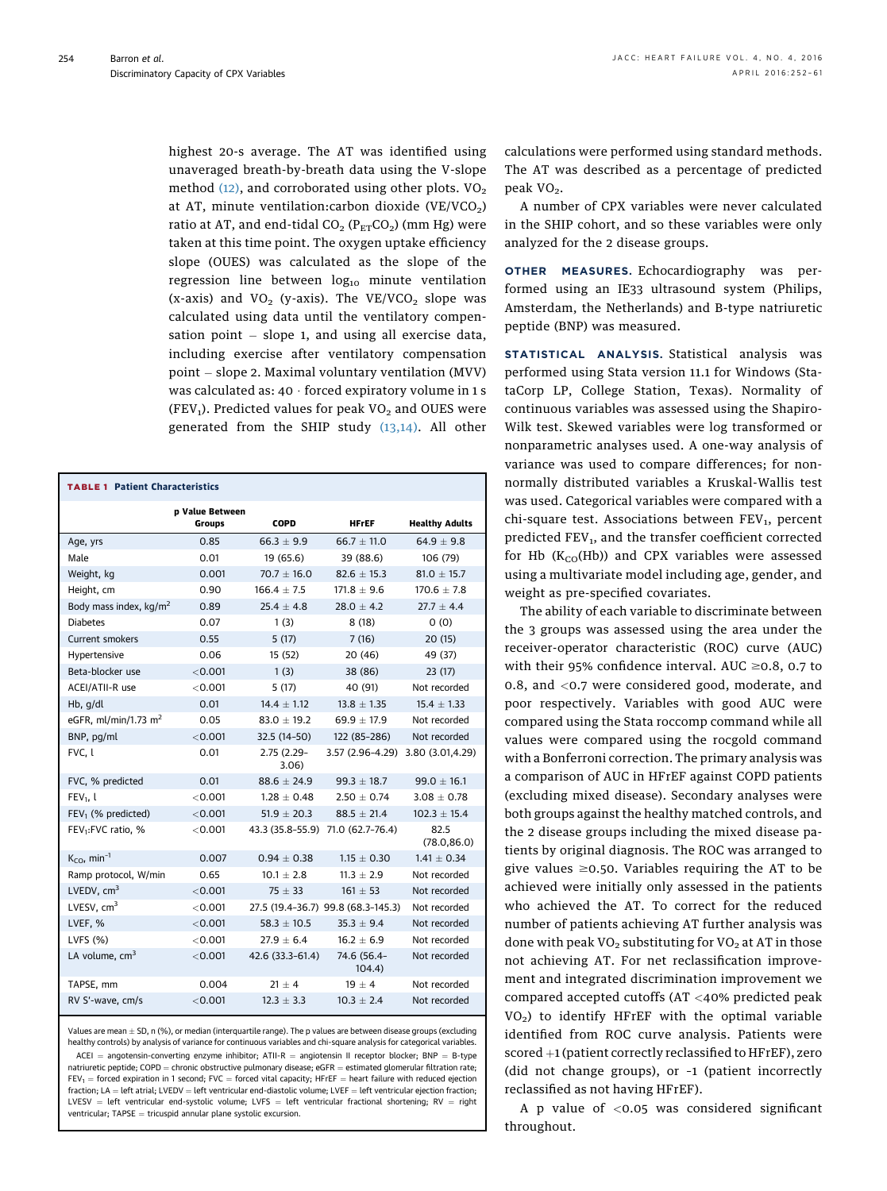highest 20-s average. The AT was identified using unaveraged breath-by-breath data using the V-slope method (12), and corroborated using other plots. $VO_2$ at AT, minute ventilation:carbon dioxide ($VE/VCO_2$) ratio at AT, and end-tidal $CO_2$ ($P_{ET}CO_2$) (mm Hg) were taken at this time point. The oxygen uptake efficiency slope (OUES) was calculated as the slope of the regression line between $\log_{10}$ minute ventilation (x-axis) and $VO_2$ (y-axis). The $VE/VCO_2$ slope was calculated using data until the ventilatory compensation point – slope 1, and using all exercise data, including exercise after ventilatory compensation point – slope 2. Maximal voluntary ventilation (MVV) was calculated as: 40 · forced expiratory volume in 1 s ($FEV_1$). Predicted values for peak $VO_2$ and OUES were generated from the SHIP study (13,14). All other calculations were performed using standard methods. The AT was described as a percentage of predicted peak $VO_2$.

**TABLE 1 Patient Characteristics**

| | p Value Between Groups | COPD | HFrEF | Healthy Adults |
|---|---|---|---|---|
| Age, yrs | 0.85 | 66.3 ± 9.9 | 66.7 ± 11.0 | 64.9 ± 9.8 |
| Male | 0.01 | 19 (65.6) | 39 (88.6) | 106 (79) |
| Weight, kg | 0.001 | 70.7 ± 16.0 | 82.6 ± 15.3 | 81.0 ± 15.7 |
| Height, cm | 0.90 | 166.4 ± 7.5 | 171.8 ± 9.6 | 170.6 ± 7.8 |
| Body mass index, kg/m$^2$ | 0.89 | 25.4 ± 4.8 | 28.0 ± 4.2 | 27.7 ± 4.4 |
| Diabetes | 0.07 | 1 (3) | 8 (18) | 0 (0) |
| Current smokers | 0.55 | 5 (17) | 7 (16) | 20 (15) |
| Hypertensive | 0.06 | 15 (52) | 20 (46) | 49 (37) |
| Beta-blocker use | <0.001 | 1 (3) | 38 (86) | 23 (17) |
| ACEI/ATII-R use | <0.001 | 5 (17) | 40 (91) | Not recorded |
| Hb, g/dl | 0.01 | 14.4 ± 1.12 | 13.8 ± 1.35 | 15.4 ± 1.33 |
| eGFR, ml/min/1.73 m$^2$ | 0.05 | 83.0 ± 19.2 | 69.9 ± 17.9 | Not recorded |
| BNP, pg/ml | <0.001 | 32.5 (14–50) | 122 (85–286) | Not recorded |
| FVC, l | 0.01 | 2.75 (2.29–3.06) | 3.57 (2.96–4.29) | 3.80 (3.01,4.29) |
| FVC, % predicted | 0.01 | 88.6 ± 24.9 | 99.3 ± 18.7 | 99.0 ± 16.1 |
| $FEV_1$, l | <0.001 | 1.28 ± 0.48 | 2.50 ± 0.74 | 3.08 ± 0.78 |
| $FEV_1$ (% predicted) | <0.001 | 51.9 ± 20.3 | 88.5 ± 21.4 | 102.3 ± 15.4 |
| $FEV_1$:FVC ratio, % | <0.001 | 43.3 (35.8–55.9) | 71.0 (62.7–76.4) | 82.5 (78.0,86.0) |
| $K_{CO}$, min$^{-1}$ | 0.007 | 0.94 ± 0.38 | 1.15 ± 0.30 | 1.41 ± 0.34 |
| Ramp protocol, W/min | 0.65 | 10.1 ± 2.8 | 11.3 ± 2.9 | Not recorded |
| LVEDV, cm$^3$ | <0.001 | 75 ± 33 | 161 ± 53 | Not recorded |
| LVESV, cm$^3$ | <0.001 | 27.5 (19.4–36.7) | 99.8 (68.3–145.3) | Not recorded |
| LVEF, % | <0.001 | 58.3 ± 10.5 | 35.3 ± 9.4 | Not recorded |
| LVFS (%) | <0.001 | 27.9 ± 6.4 | 16.2 ± 6.9 | Not recorded |
| LA volume, cm$^3$ | <0.001 | 42.6 (33.3–61.4) | 74.6 (56.4–104.4) | Not recorded |
| TAPSE, mm | 0.004 | 21 ± 4 | 19 ± 4 | Not recorded |
| RV S′-wave, cm/s | <0.001 | 12.3 ± 3.3 | 10.3 ± 2.4 | Not recorded |

Values are mean ± SD, n (%), or median (interquartile range). The p values are between disease groups (excluding healthy controls) by analysis of variance for continuous variables and chi-square analysis for categorical variables.
ACEI = angotensin-converting enzyme inhibitor; ATII-R = angiotensin II receptor blocker; BNP = B-type natriuretic peptide; COPD = chronic obstructive pulmonary disease; eGFR = estimated glomerular filtration rate; $FEV_1$ = forced expiration in 1 second; FVC = forced vital capacity; HFrEF = heart failure with reduced ejection fraction; LA = left atrial; LVEDV = left ventricular end-diastolic volume; LVEF = left ventricular ejection fraction; LVESV = left ventricular end-systolic volume; LVFS = left ventricular fractional shortening; RV = right ventricular; TAPSE = tricuspid annular plane systolic excursion.

A number of CPX variables were never calculated in the SHIP cohort, and so these variables were only analyzed for the 2 disease groups.

**OTHER MEASURES.** Echocardiography was performed using an IE33 ultrasound system (Philips, Amsterdam, the Netherlands) and B-type natriuretic peptide (BNP) was measured.

**STATISTICAL ANALYSIS.** Statistical analysis was performed using Stata version 11.1 for Windows (StataCorp LP, College Station, Texas). Normality of continuous variables was assessed using the Shapiro-Wilk test. Skewed variables were log transformed or nonparametric analyses used. A one-way analysis of variance was used to compare differences; for non-normally distributed variables a Kruskal-Wallis test was used. Categorical variables were compared with a chi-square test. Associations between $FEV_1$, percent predicted $FEV_1$, and the transfer coefficient corrected for Hb ($K_{CO}$(Hb)) and CPX variables were assessed using a multivariate model including age, gender, and weight as pre-specified covariates.

The ability of each variable to discriminate between the 3 groups was assessed using the area under the receiver-operator characteristic (ROC) curve (AUC) with their 95% confidence interval. AUC ≥0.8, 0.7 to 0.8, and <0.7 were considered good, moderate, and poor respectively. Variables with good AUC were compared using the Stata roccomp command while all values were compared using the rocgold command with a Bonferroni correction. The primary analysis was a comparison of AUC in HFrEF against COPD patients (excluding mixed disease). Secondary analyses were both groups against the healthy matched controls, and the 2 disease groups including the mixed disease patients by original diagnosis. The ROC was arranged to give values ≥0.50. Variables requiring the AT to be achieved were initially only assessed in the patients who achieved the AT. To correct for the reduced number of patients achieving AT further analysis was done with peak $VO_2$ substituting for $VO_2$ at AT in those not achieving AT. For net reclassification improvement and integrated discrimination improvement we compared accepted cutoffs (AT <40% predicted peak $VO_2$) to identify HFrEF with the optimal variable identified from ROC curve analysis. Patients were scored +1 (patient correctly reclassified to HFrEF), zero (did not change groups), or -1 (patient incorrectly reclassified as not having HFrEF).

A p value of <0.05 was considered significant throughout.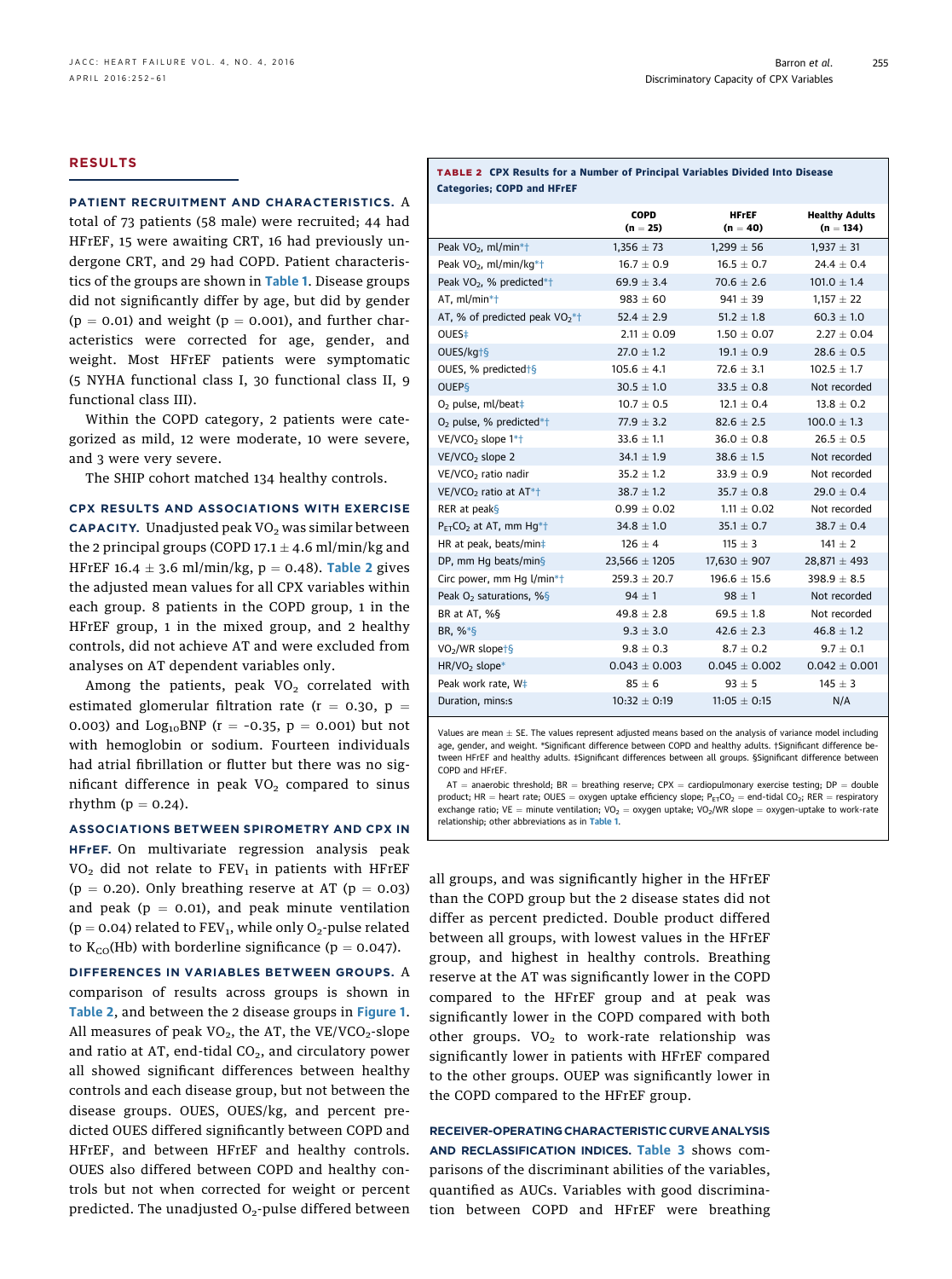## RESULTS

**PATIENT RECRUITMENT AND CHARACTERISTICS.** A total of 73 patients (58 male) were recruited; 44 had HFrEF, 15 were awaiting CRT, 16 had previously undergone CRT, and 29 had COPD. Patient characteristics of the groups are shown in Table 1. Disease groups did not significantly differ by age, but did by gender ($p = 0.01$) and weight ($p = 0.001$), and further characteristics were corrected for age, gender, and weight. Most HFrEF patients were symptomatic (5 NYHA functional class I, 30 functional class II, 9 functional class III).

Within the COPD category, 2 patients were categorized as mild, 12 were moderate, 10 were severe, and 3 were very severe.

The SHIP cohort matched 134 healthy controls.

**CPX RESULTS AND ASSOCIATIONS WITH EXERCISE CAPACITY.** Unadjusted peak $VO_2$ was similar between the 2 principal groups (COPD 17.1 ± 4.6 ml/min/kg and HFrEF 16.4 ± 3.6 ml/min/kg, $p = 0.48$). Table 2 gives the adjusted mean values for all CPX variables within each group. 8 patients in the COPD group, 1 in the HFrEF group, 1 in the mixed group, and 2 healthy controls, did not achieve AT and were excluded from analyses on AT dependent variables only.

Among the patients, peak $VO_2$ correlated with estimated glomerular filtration rate ($r = 0.30$, $p = 0.003$) and $Log_{10}$BNP ($r = -0.35$, $p = 0.001$) but not with hemoglobin or sodium. Fourteen individuals had atrial fibrillation or flutter but there was no significant difference in peak $VO_2$ compared to sinus rhythm ($p = 0.24$).

**ASSOCIATIONS BETWEEN SPIROMETRY AND CPX IN HFrEF.** On multivariate regression analysis peak $VO_2$ did not relate to $FEV_1$ in patients with HFrEF ($p = 0.20$). Only breathing reserve at AT ($p = 0.03$) and peak ($p = 0.01$), and peak minute ventilation ($p = 0.04$) related to $FEV_1$, while only $O_2$-pulse related to $K_{CO}$(Hb) with borderline significance ($p = 0.047$).

**DIFFERENCES IN VARIABLES BETWEEN GROUPS.** A comparison of results across groups is shown in Table 2, and between the 2 disease groups in Figure 1. All measures of peak $VO_2$, the AT, the VE/$VCO_2$-slope and ratio at AT, end-tidal $CO_2$, and circulatory power all showed significant differences between healthy controls and each disease group, but not between the disease groups. OUES, OUES/kg, and percent predicted OUES differed significantly between COPD and HFrEF, and between HFrEF and healthy controls. OUES also differed between COPD and healthy controls but not when corrected for weight or percent predicted. The unadjusted $O_2$-pulse differed between all groups, and was significantly higher in the HFrEF than the COPD group but the 2 disease states did not differ as percent predicted. Double product differed between all groups, with lowest values in the HFrEF group, and highest in healthy controls. Breathing reserve at the AT was significantly lower in the COPD compared to the HFrEF group and at peak was significantly lower in the COPD compared with both other groups. $VO_2$ to work-rate relationship was significantly lower in patients with HFrEF compared to the other groups. OUEP was significantly lower in the COPD compared to the HFrEF group.

**TABLE 2** CPX Results for a Number of Principal Variables Divided Into Disease Categories; COPD and HFrEF

| | COPD (n = 25) | HFrEF (n = 40) | Healthy Adults (n = 134) |
|---|---|---|---|
| Peak $VO_2$, ml/min*† | 1,356 ± 73 | 1,299 ± 56 | 1,937 ± 31 |
| Peak $VO_2$, ml/min/kg*† | 16.7 ± 0.9 | 16.5 ± 0.7 | 24.4 ± 0.4 |
| Peak $VO_2$, % predicted*† | 69.9 ± 3.4 | 70.6 ± 2.6 | 101.0 ± 1.4 |
| AT, ml/min*† | 983 ± 60 | 941 ± 39 | 1,157 ± 22 |
| AT, % of predicted peak $VO_2$*† | 52.4 ± 2.9 | 51.2 ± 1.8 | 60.3 ± 1.0 |
| OUES‡ | 2.11 ± 0.09 | 1.50 ± 0.07 | 2.27 ± 0.04 |
| OUES/kg†§ | 27.0 ± 1.2 | 19.1 ± 0.9 | 28.6 ± 0.5 |
| OUES, % predicted†§ | 105.6 ± 4.1 | 72.6 ± 3.1 | 102.5 ± 1.7 |
| OUEP§ | 30.5 ± 1.0 | 33.5 ± 0.8 | Not recorded |
| $O_2$ pulse, ml/beat‡ | 10.7 ± 0.5 | 12.1 ± 0.4 | 13.8 ± 0.2 |
| $O_2$ pulse, % predicted*† | 77.9 ± 3.2 | 82.6 ± 2.5 | 100.0 ± 1.3 |
| VE/$VCO_2$ slope 1*† | 33.6 ± 1.1 | 36.0 ± 0.8 | 26.5 ± 0.5 |
| VE/$VCO_2$ slope 2 | 34.1 ± 1.9 | 38.6 ± 1.5 | Not recorded |
| VE/$VCO_2$ ratio nadir | 35.2 ± 1.2 | 33.9 ± 0.9 | Not recorded |
| VE/$VCO_2$ ratio at AT*† | 38.7 ± 1.2 | 35.7 ± 0.8 | 29.0 ± 0.4 |
| RER at peak§ | 0.99 ± 0.02 | 1.11 ± 0.02 | Not recorded |
| $P_{ET}CO_2$ at AT, mm Hg*† | 34.8 ± 1.0 | 35.1 ± 0.7 | 38.7 ± 0.4 |
| HR at peak, beats/min‡ | 126 ± 4 | 115 ± 3 | 141 ± 2 |
| DP, mm Hg beats/min§ | 23,566 ± 1205 | 17,630 ± 907 | 28,871 ± 493 |
| Circ power, mm Hg l/min*† | 259.3 ± 20.7 | 196.6 ± 15.6 | 398.9 ± 8.5 |
| Peak $O_2$ saturations, %§ | 94 ± 1 | 98 ± 1 | Not recorded |
| BR at AT, %§ | 49.8 ± 2.8 | 69.5 ± 1.8 | Not recorded |
| BR, %*§ | 9.3 ± 3.0 | 42.6 ± 2.3 | 46.8 ± 1.2 |
| $VO_2$/WR slope†§ | 9.8 ± 0.3 | 8.7 ± 0.2 | 9.7 ± 0.1 |
| HR/$VO_2$ slope* | 0.043 ± 0.003 | 0.045 ± 0.002 | 0.042 ± 0.001 |
| Peak work rate, W‡ | 85 ± 6 | 93 ± 5 | 145 ± 3 |
| Duration, mins:s | 10:32 ± 0:19 | 11:05 ± 0:15 | N/A |

Values are mean ± SE. The values represent adjusted means based on the analysis of variance model including age, gender, and weight. *Significant difference between COPD and healthy adults. †Significant difference between HFrEF and healthy adults. ‡Significant differences between all groups. §Significant difference between COPD and HFrEF.

AT = anaerobic threshold; BR = breathing reserve; CPX = cardiopulmonary exercise testing; DP = double product; HR = heart rate; OUES = oxygen uptake efficiency slope; $P_{ET}CO_2$ = end-tidal $CO_2$; RER = respiratory exchange ratio; VE = minute ventilation; $VO_2$ = oxygen uptake; $VO_2$/WR slope = oxygen-uptake to work-rate relationship; other abbreviations as in Table 1.

**RECEIVER-OPERATING CHARACTERISTIC CURVE ANALYSIS AND RECLASSIFICATION INDICES.** Table 3 shows comparisons of the discriminant abilities of the variables, quantified as AUCs. Variables with good discrimination between COPD and HFrEF were breathing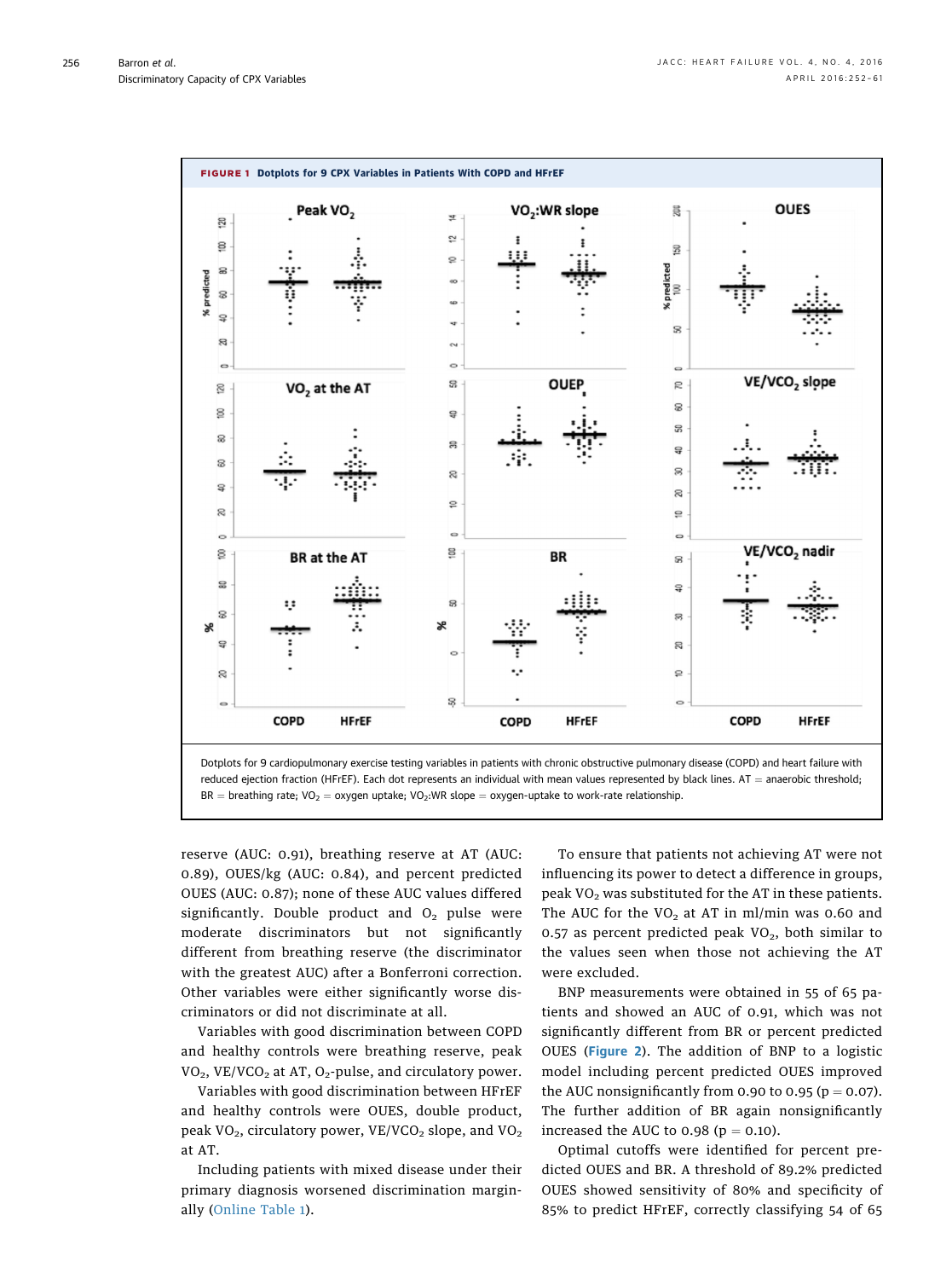**FIGURE 1 Dotplots for 9 CPX Variables in Patients With COPD and HFrEF**

Dotplots for 9 cardiopulmonary exercise testing variables in patients with chronic obstructive pulmonary disease (COPD) and heart failure with reduced ejection fraction (HFrEF). Each dot represents an individual with mean values represented by black lines. AT = anaerobic threshold; BR = breathing rate; $VO_2$ = oxygen uptake; $VO_2$:WR slope = oxygen-uptake to work-rate relationship.

reserve (AUC: 0.91), breathing reserve at AT (AUC: 0.89), OUES/kg (AUC: 0.84), and percent predicted OUES (AUC: 0.87); none of these AUC values differed significantly. Double product and $O_2$ pulse were moderate discriminators but not significantly different from breathing reserve (the discriminator with the greatest AUC) after a Bonferroni correction. Other variables were either significantly worse discriminators or did not discriminate at all.

Variables with good discrimination between COPD and healthy controls were breathing reserve, peak $VO_2$, VE/$VCO_2$ at AT, $O_2$-pulse, and circulatory power.

Variables with good discrimination between HFrEF and healthy controls were OUES, double product, peak $VO_2$, circulatory power, VE/$VCO_2$ slope, and $VO_2$ at AT.

Including patients with mixed disease under their primary diagnosis worsened discrimination marginally (Online Table 1).

To ensure that patients not achieving AT were not influencing its power to detect a difference in groups, peak $VO_2$ was substituted for the AT in these patients. The AUC for the $VO_2$ at AT in ml/min was 0.60 and 0.57 as percent predicted peak $VO_2$, both similar to the values seen when those not achieving the AT were excluded.

BNP measurements were obtained in 55 of 65 patients and showed an AUC of 0.91, which was not significantly different from BR or percent predicted OUES (Figure 2). The addition of BNP to a logistic model including percent predicted OUES improved the AUC nonsignificantly from 0.90 to 0.95 ($p = 0.07$). The further addition of BR again nonsignificantly increased the AUC to 0.98 ($p = 0.10$).

Optimal cutoffs were identified for percent predicted OUES and BR. A threshold of 89.2% predicted OUES showed sensitivity of 80% and specificity of 85% to predict HFrEF, correctly classifying 54 of 65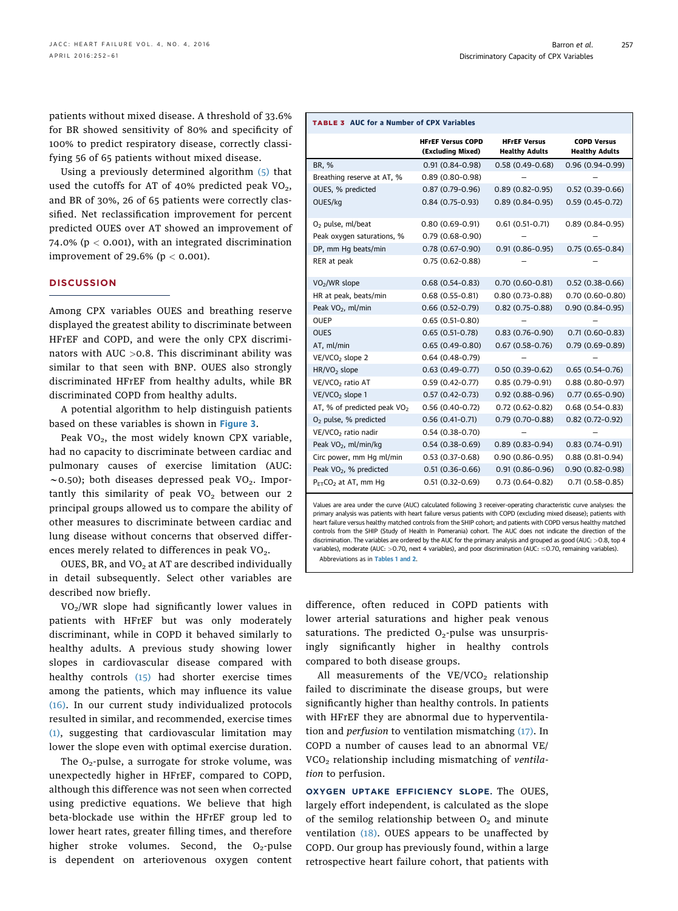patients without mixed disease. A threshold of 33.6% for BR showed sensitivity of 80% and specificity of 100% to predict respiratory disease, correctly classifying 56 of 65 patients without mixed disease.

Using a previously determined algorithm (5) that used the cutoffs for AT of 40% predicted peak $VO_2$, and BR of 30%, 26 of 65 patients were correctly classified. Net reclassification improvement for percent predicted OUES over AT showed an improvement of 74.0% ($p < 0.001$), with an integrated discrimination improvement of 29.6% ($p < 0.001$).

## DISCUSSION

Among CPX variables OUES and breathing reserve displayed the greatest ability to discriminate between HFrEF and COPD, and were the only CPX discriminators with AUC >0.8. This discriminant ability was similar to that seen with BNP. OUES also strongly discriminated HFrEF from healthy adults, while BR discriminated COPD from healthy adults.

A potential algorithm to help distinguish patients based on these variables is shown in Figure 3.

Peak $VO_2$, the most widely known CPX variable, had no capacity to discriminate between cardiac and pulmonary causes of exercise limitation (AUC: ~0.50); both diseases depressed peak $VO_2$. Importantly this similarity of peak $VO_2$ between our 2 principal groups allowed us to compare the ability of other measures to discriminate between cardiac and lung disease without concerns that observed differences merely related to differences in peak $VO_2$.

OUES, BR, and $VO_2$ at AT are described individually in detail subsequently. Select other variables are described now briefly.

$VO_2$/WR slope had significantly lower values in patients with HFrEF but was only moderately discriminant, while in COPD it behaved similarly to healthy adults. A previous study showing lower slopes in cardiovascular disease compared with healthy controls (15) had shorter exercise times among the patients, which may influence its value (16). In our current study individualized protocols resulted in similar, and recommended, exercise times (1), suggesting that cardiovascular limitation may lower the slope even with optimal exercise duration.

The $O_2$-pulse, a surrogate for stroke volume, was unexpectedly higher in HFrEF, compared to COPD, although this difference was not seen when corrected using predictive equations. We believe that high beta-blockade use within the HFrEF group led to lower heart rates, greater filling times, and therefore higher stroke volumes. Second, the $O_2$-pulse is dependent on arteriovenous oxygen content

**TABLE 3** AUC for a Number of CPX Variables

| | HFrEF Versus COPD (Excluding Mixed) | HFrEF Versus Healthy Adults | COPD Versus Healthy Adults |
|---|---|---|---|
| BR, % | 0.91 (0.84–0.98) | 0.58 (0.49–0.68) | 0.96 (0.94–0.99) |
| Breathing reserve at AT, % | 0.89 (0.80–0.98) | – | – |
| OUES, % predicted | 0.87 (0.79–0.96) | 0.89 (0.82–0.95) | 0.52 (0.39–0.66) |
| OUES/kg | 0.84 (0.75–0.93) | 0.89 (0.84–0.95) | 0.59 (0.45–0.72) |
| $O_2$ pulse, ml/beat | 0.80 (0.69–0.91) | 0.61 (0.51–0.71) | 0.89 (0.84–0.95) |
| Peak oxygen saturations, % | 0.79 (0.68–0.90) | – | – |
| DP, mm Hg beats/min | 0.78 (0.67–0.90) | 0.91 (0.86–0.95) | 0.75 (0.65–0.84) |
| RER at peak | 0.75 (0.62–0.88) | – | – |
| $VO_2$/WR slope | 0.68 (0.54–0.83) | 0.70 (0.60–0.81) | 0.52 (0.38–0.66) |
| HR at peak, beats/min | 0.68 (0.55–0.81) | 0.80 (0.73–0.88) | 0.70 (0.60–0.80) |
| Peak $VO_2$, ml/min | 0.66 (0.52–0.79) | 0.82 (0.75–0.88) | 0.90 (0.84–0.95) |
| OUEP | 0.65 (0.51–0.80) | – | – |
| OUES | 0.65 (0.51–0.78) | 0.83 (0.76–0.90) | 0.71 (0.60–0.83) |
| AT, ml/min | 0.65 (0.49–0.80) | 0.67 (0.58–0.76) | 0.79 (0.69–0.89) |
| VE/$VCO_2$ slope 2 | 0.64 (0.48–0.79) | – | – |
| HR/$VO_2$ slope | 0.63 (0.49–0.77) | 0.50 (0.39–0.62) | 0.65 (0.54–0.76) |
| VE/$VCO_2$ ratio AT | 0.59 (0.42–0.77) | 0.85 (0.79–0.91) | 0.88 (0.80–0.97) |
| VE/$VCO_2$ slope 1 | 0.57 (0.42–0.73) | 0.92 (0.88–0.96) | 0.77 (0.65–0.90) |
| AT, % of predicted peak $VO_2$ | 0.56 (0.40–0.72) | 0.72 (0.62–0.82) | 0.68 (0.54–0.83) |
| $O_2$ pulse, % predicted | 0.56 (0.41–0.71) | 0.79 (0.70–0.88) | 0.82 (0.72–0.92) |
| VE/$VCO_2$ ratio nadir | 0.54 (0.38–0.70) | – | – |
| Peak $VO_2$, ml/min/kg | 0.54 (0.38–0.69) | 0.89 (0.83–0.94) | 0.83 (0.74–0.91) |
| Circ power, mm Hg ml/min | 0.53 (0.37–0.68) | 0.90 (0.86–0.95) | 0.88 (0.81–0.94) |
| Peak $VO_2$, % predicted | 0.51 (0.36–0.66) | 0.91 (0.86–0.96) | 0.90 (0.82–0.98) |
| $P_{ET}CO_2$ at AT, mm Hg | 0.51 (0.32–0.69) | 0.73 (0.64–0.82) | 0.71 (0.58–0.85) |

Values are area under the curve (AUC) calculated following 3 receiver-operating characteristic curve analyses: the primary analysis was patients with heart failure versus patients with COPD (excluding mixed disease); patients with heart failure versus healthy matched controls from the SHIP cohort; and patients with COPD versus healthy matched controls from the SHIP (Study of Health In Pomerania) cohort. The AUC does not indicate the direction of the discrimination. The variables are ordered by the AUC for the primary analysis and grouped as good (AUC: >0.8, top 4 variables), moderate (AUC: >0.70, next 4 variables), and poor discrimination (AUC: ≤0.70, remaining variables).

Abbreviations as in Tables 1 and 2.

difference, often reduced in COPD patients with lower arterial saturations and higher peak venous saturations. The predicted $O_2$-pulse was unsurprisingly significantly higher in healthy controls compared to both disease groups.

All measurements of the VE/$VCO_2$ relationship failed to discriminate the disease groups, but were significantly higher than healthy controls. In patients with HFrEF they are abnormal due to hyperventilation and *perfusion* to ventilation mismatching (17). In COPD a number of causes lead to an abnormal VE/$VCO_2$ relationship including mismatching of *ventilation* to perfusion.

**OXYGEN UPTAKE EFFICIENCY SLOPE.** The OUES, largely effort independent, is calculated as the slope of the semilog relationship between $O_2$ and minute ventilation (18). OUES appears to be unaffected by COPD. Our group has previously found, within a large retrospective heart failure cohort, that patients with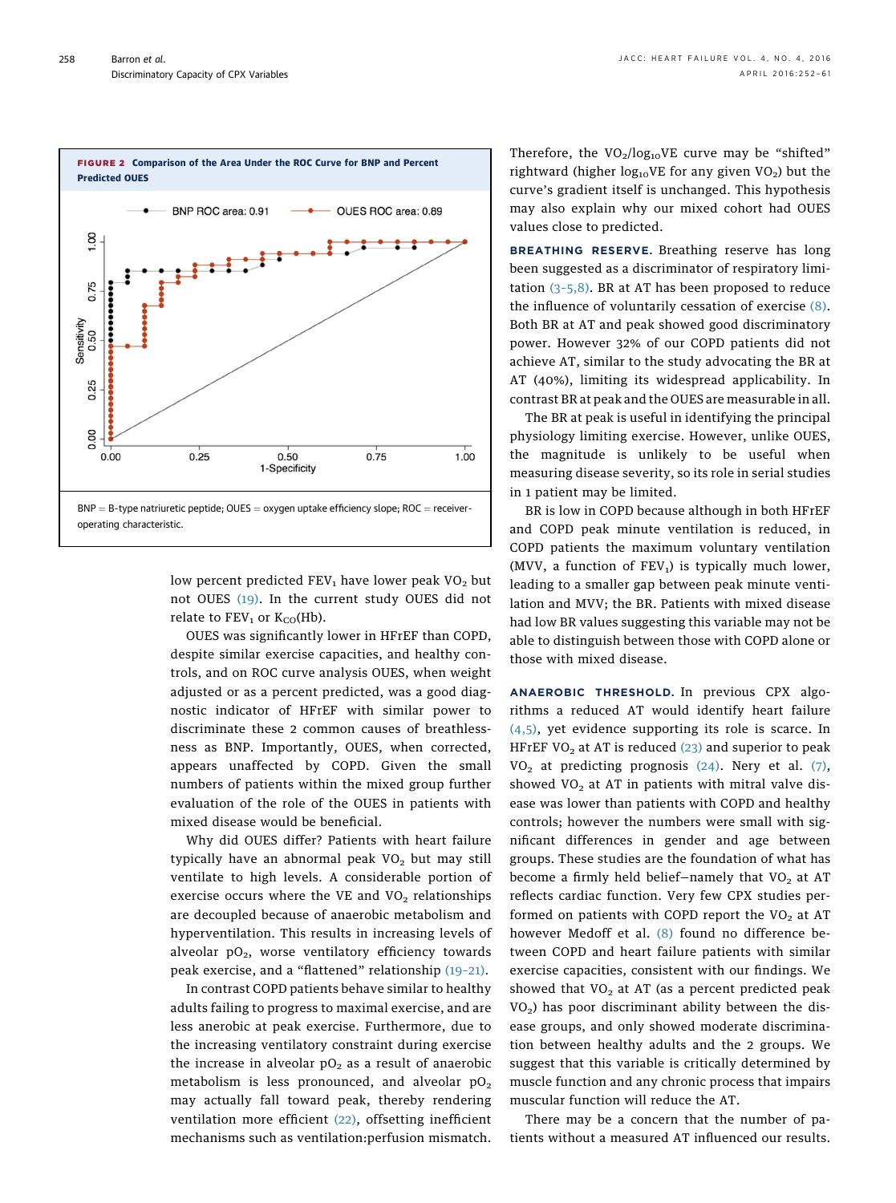**FIGURE 2 Comparison of the Area Under the ROC Curve for BNP and Percent Predicted OUES**

BNP = B-type natriuretic peptide; OUES = oxygen uptake efficiency slope; ROC = receiver-operating characteristic.

low percent predicted $FEV_1$ have lower peak $VO_2$ but not OUES (19). In the current study OUES did not relate to $FEV_1$ or $K_{CO}$(Hb).

OUES was significantly lower in HFrEF than COPD, despite similar exercise capacities, and healthy controls, and on ROC curve analysis OUES, when weight adjusted or as a percent predicted, was a good diagnostic indicator of HFrEF with similar power to discriminate these 2 common causes of breathlessness as BNP. Importantly, OUES, when corrected, appears unaffected by COPD. Given the small numbers of patients within the mixed group further evaluation of the role of the OUES in patients with mixed disease would be beneficial.

Why did OUES differ? Patients with heart failure typically have an abnormal peak $VO_2$ but may still ventilate to high levels. A considerable portion of exercise occurs where the VE and $VO_2$ relationships are decoupled because of anaerobic metabolism and hyperventilation. This results in increasing levels of alveolar $pO_2$, worse ventilatory efficiency towards peak exercise, and a "flattened" relationship (19–21).

In contrast COPD patients behave similar to healthy adults failing to progress to maximal exercise, and are less anerobic at peak exercise. Furthermore, due to the increasing ventilatory constraint during exercise the increase in alveolar $pO_2$ as a result of anaerobic metabolism is less pronounced, and alveolar $pO_2$ may actually fall toward peak, thereby rendering ventilation more efficient (22), offsetting inefficient mechanisms such as ventilation:perfusion mismatch. Therefore, the $VO_2/\log_{10}VE$ curve may be "shifted" rightward (higher $\log_{10}VE$ for any given $VO_2$) but the curve's gradient itself is unchanged. This hypothesis may also explain why our mixed cohort had OUES values close to predicted.

**BREATHING RESERVE.** Breathing reserve has long been suggested as a discriminator of respiratory limitation (3–5,8). BR at AT has been proposed to reduce the influence of voluntarily cessation of exercise (8). Both BR at AT and peak showed good discriminatory power. However 32% of our COPD patients did not achieve AT, similar to the study advocating the BR at AT (40%), limiting its widespread applicability. In contrast BR at peak and the OUES are measurable in all.

The BR at peak is useful in identifying the principal physiology limiting exercise. However, unlike OUES, the magnitude is unlikely to be useful when measuring disease severity, so its role in serial studies in 1 patient may be limited.

BR is low in COPD because although in both HFrEF and COPD peak minute ventilation is reduced, in COPD patients the maximum voluntary ventilation (MVV, a function of $FEV_1$) is typically much lower, leading to a smaller gap between peak minute ventilation and MVV; the BR. Patients with mixed disease had low BR values suggesting this variable may not be able to distinguish between those with COPD alone or those with mixed disease.

**ANAEROBIC THRESHOLD.** In previous CPX algorithms a reduced AT would identify heart failure (4,5), yet evidence supporting its role is scarce. In HFrEF $VO_2$ at AT is reduced (23) and superior to peak $VO_2$ at predicting prognosis (24). Nery et al. (7), showed $VO_2$ at AT in patients with mitral valve disease was lower than patients with COPD and healthy controls; however the numbers were small with significant differences in gender and age between groups. These studies are the foundation of what has become a firmly held belief—namely that $VO_2$ at AT reflects cardiac function. Very few CPX studies performed on patients with COPD report the $VO_2$ at AT however Medoff et al. (8) found no difference between COPD and heart failure patients with similar exercise capacities, consistent with our findings. We showed that $VO_2$ at AT (as a percent predicted peak $VO_2$) has poor discriminant ability between the disease groups, and only showed moderate discrimination between healthy adults and the 2 groups. We suggest that this variable is critically determined by muscle function and any chronic process that impairs muscular function will reduce the AT.

There may be a concern that the number of patients without a measured AT influenced our results.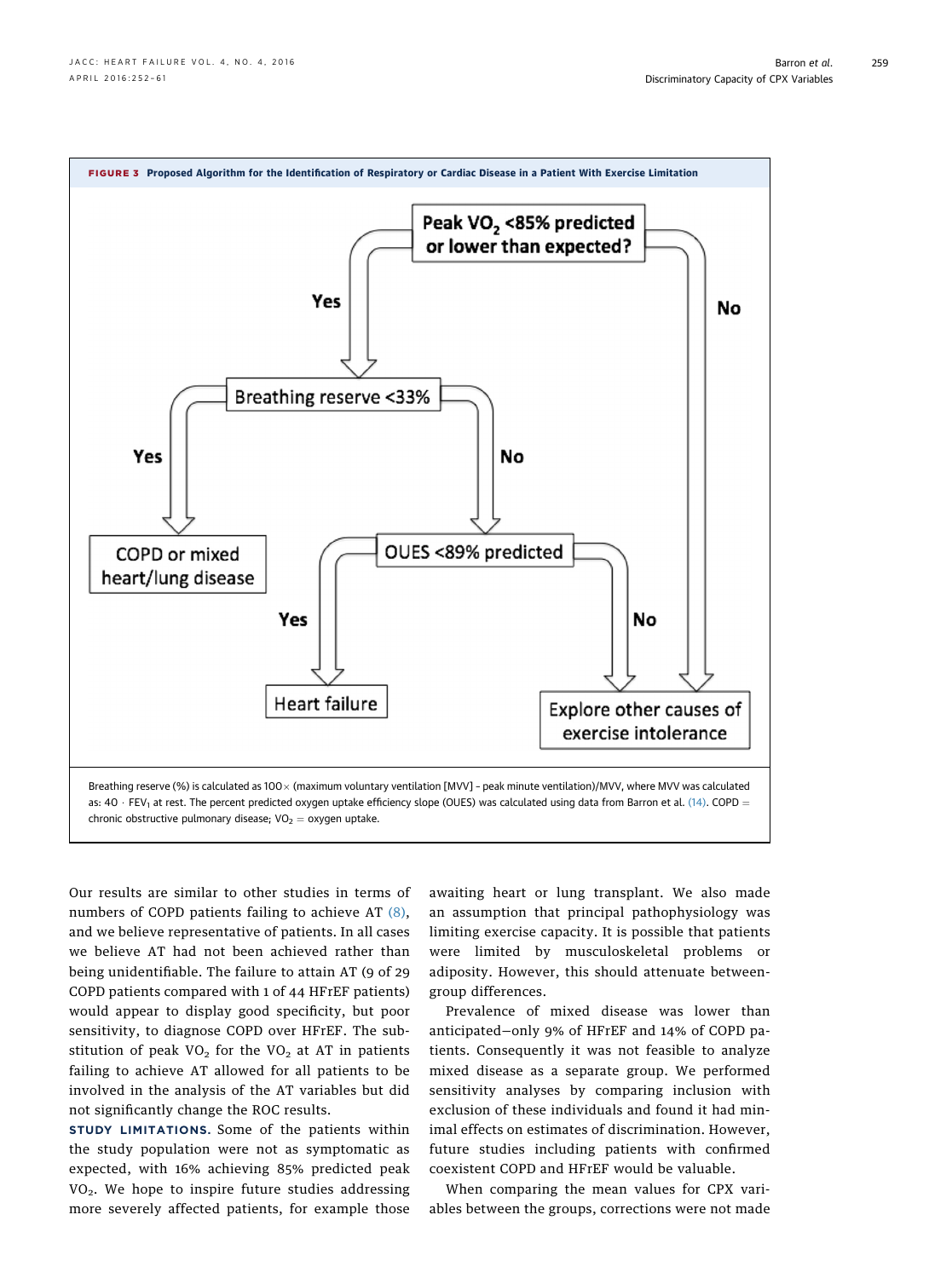**FIGURE 3** Proposed Algorithm for the Identification of Respiratory or Cardiac Disease in a Patient With Exercise Limitation

- Peak $VO_2$ <85% predicted or lower than expected?
  - Yes → Breathing reserve <33%
    - Yes → COPD or mixed heart/lung disease
    - No → OUES <89% predicted
      - Yes → Heart failure
      - No → Explore other causes of exercise intolerance
  - No → Explore other causes of exercise intolerance

Breathing reserve (%) is calculated as 100× (maximum voluntary ventilation [MVV] − peak minute ventilation)/MVV, where MVV was calculated as: 40 · $FEV_1$ at rest. The percent predicted oxygen uptake efficiency slope (OUES) was calculated using data from Barron et al. (14). COPD = chronic obstructive pulmonary disease; $VO_2$ = oxygen uptake.

Our results are similar to other studies in terms of numbers of COPD patients failing to achieve AT (8), and we believe representative of patients. In all cases we believe AT had not been achieved rather than being unidentifiable. The failure to attain AT (9 of 29 COPD patients compared with 1 of 44 HFrEF patients) would appear to display good specificity, but poor sensitivity, to diagnose COPD over HFrEF. The substitution of peak $VO_2$ for the $VO_2$ at AT in patients failing to achieve AT allowed for all patients to be involved in the analysis of the AT variables but did not significantly change the ROC results.

**STUDY LIMITATIONS.** Some of the patients within the study population were not as symptomatic as expected, with 16% achieving 85% predicted peak $VO_2$. We hope to inspire future studies addressing more severely affected patients, for example those awaiting heart or lung transplant. We also made an assumption that principal pathophysiology was limiting exercise capacity. It is possible that patients were limited by musculoskeletal problems or adiposity. However, this should attenuate between-group differences.

Prevalence of mixed disease was lower than anticipated—only 9% of HFrEF and 14% of COPD patients. Consequently it was not feasible to analyze mixed disease as a separate group. We performed sensitivity analyses by comparing inclusion with exclusion of these individuals and found it had minimal effects on estimates of discrimination. However, future studies including patients with confirmed coexistent COPD and HFrEF would be valuable.

When comparing the mean values for CPX variables between the groups, corrections were not made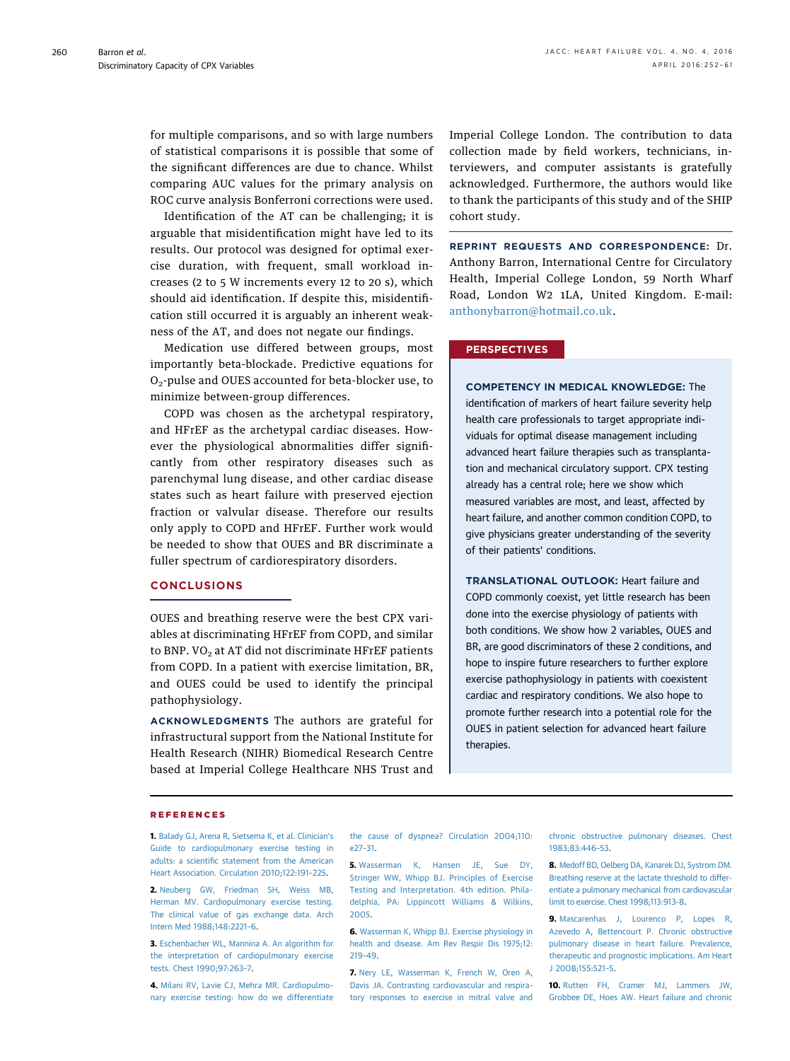for multiple comparisons, and so with large numbers of statistical comparisons it is possible that some of the significant differences are due to chance. Whilst comparing AUC values for the primary analysis on ROC curve analysis Bonferroni corrections were used.

Identification of the AT can be challenging; it is arguable that misidentification might have led to its results. Our protocol was designed for optimal exercise duration, with frequent, small workload increases (2 to 5 W increments every 12 to 20 s), which should aid identification. If despite this, misidentification still occurred it is arguably an inherent weakness of the AT, and does not negate our findings.

Medication use differed between groups, most importantly beta-blockade. Predictive equations for $O_2$-pulse and OUES accounted for beta-blocker use, to minimize between-group differences.

COPD was chosen as the archetypal respiratory, and HFrEF as the archetypal cardiac diseases. However the physiological abnormalities differ significantly from other respiratory diseases such as parenchymal lung disease, and other cardiac disease states such as heart failure with preserved ejection fraction or valvular disease. Therefore our results only apply to COPD and HFrEF. Further work would be needed to show that OUES and BR discriminate a fuller spectrum of cardiorespiratory disorders.

## CONCLUSIONS

OUES and breathing reserve were the best CPX variables at discriminating HFrEF from COPD, and similar to BNP. $VO_2$ at AT did not discriminate HFrEF patients from COPD. In a patient with exercise limitation, BR, and OUES could be used to identify the principal pathophysiology.

**ACKNOWLEDGMENTS** The authors are grateful for infrastructural support from the National Institute for Health Research (NIHR) Biomedical Research Centre based at Imperial College Healthcare NHS Trust and Imperial College London. The contribution to data collection made by field workers, technicians, interviewers, and computer assistants is gratefully acknowledged. Furthermore, the authors would like to thank the participants of this study and of the SHIP cohort study.

**REPRINT REQUESTS AND CORRESPONDENCE:** Dr. Anthony Barron, International Centre for Circulatory Health, Imperial College London, 59 North Wharf Road, London W2 1LA, United Kingdom. E-mail: anthonybarron@hotmail.co.uk.

## PERSPECTIVES

**COMPETENCY IN MEDICAL KNOWLEDGE:** The identification of markers of heart failure severity help health care professionals to target appropriate individuals for optimal disease management including advanced heart failure therapies such as transplantation and mechanical circulatory support. CPX testing already has a central role; here we show which measured variables are most, and least, affected by heart failure, and another common condition COPD, to give physicians greater understanding of the severity of their patients' conditions.

**TRANSLATIONAL OUTLOOK:** Heart failure and COPD commonly coexist, yet little research has been done into the exercise physiology of patients with both conditions. We show how 2 variables, OUES and BR, are good discriminators of these 2 conditions, and hope to inspire future researchers to further explore exercise pathophysiology in patients with coexistent cardiac and respiratory conditions. We also hope to promote further research into a potential role for the OUES in patient selection for advanced heart failure therapies.

## REFERENCES

1. Balady GJ, Arena R, Sietsema K, et al. Clinician's Guide to cardiopulmonary exercise testing in adults: a scientific statement from the American Heart Association. Circulation 2010;122:191–225.

2. Neuberg GW, Friedman SH, Weiss MB, Herman MV. Cardiopulmonary exercise testing. The clinical value of gas exchange data. Arch Intern Med 1988;148:2221–6.

3. Eschenbacher WL, Mannina A. An algorithm for the interpretation of cardiopulmonary exercise tests. Chest 1990;97:263–7.

4. Milani RV, Lavie CJ, Mehra MR. Cardiopulmonary exercise testing: how do we differentiate the cause of dyspnea? Circulation 2004;110:e27–31.

5. Wasserman K, Hansen JE, Sue DY, Stringer WW, Whipp BJ. Principles of Exercise Testing and Interpretation. 4th edition. Philadelphia, PA: Lippincott Williams & Wilkins, 2005.

6. Wasserman K, Whipp BJ. Exercise physiology in health and disease. Am Rev Respir Dis 1975;12:219–49.

7. Nery LE, Wasserman K, French W, Oren A, Davis JA. Contrasting cardiovascular and respiratory responses to exercise in mitral valve and chronic obstructive pulmonary diseases. Chest 1983;83:446–53.

8. Medoff BD, Oelberg DA, Kanarek DJ, Systrom DM. Breathing reserve at the lactate threshold to differentiate a pulmonary mechanical from cardiovascular limit to exercise. Chest 1998;113:913–8.

9. Mascarenhas J, Lourenco P, Lopes R, Azevedo A, Bettencourt P. Chronic obstructive pulmonary disease in heart failure. Prevalence, therapeutic and prognostic implications. Am Heart J 2008;155:521–5.

10. Rutten FH, Cramer MJ, Lammers JW, Grobbee DE, Hoes AW. Heart failure and chronic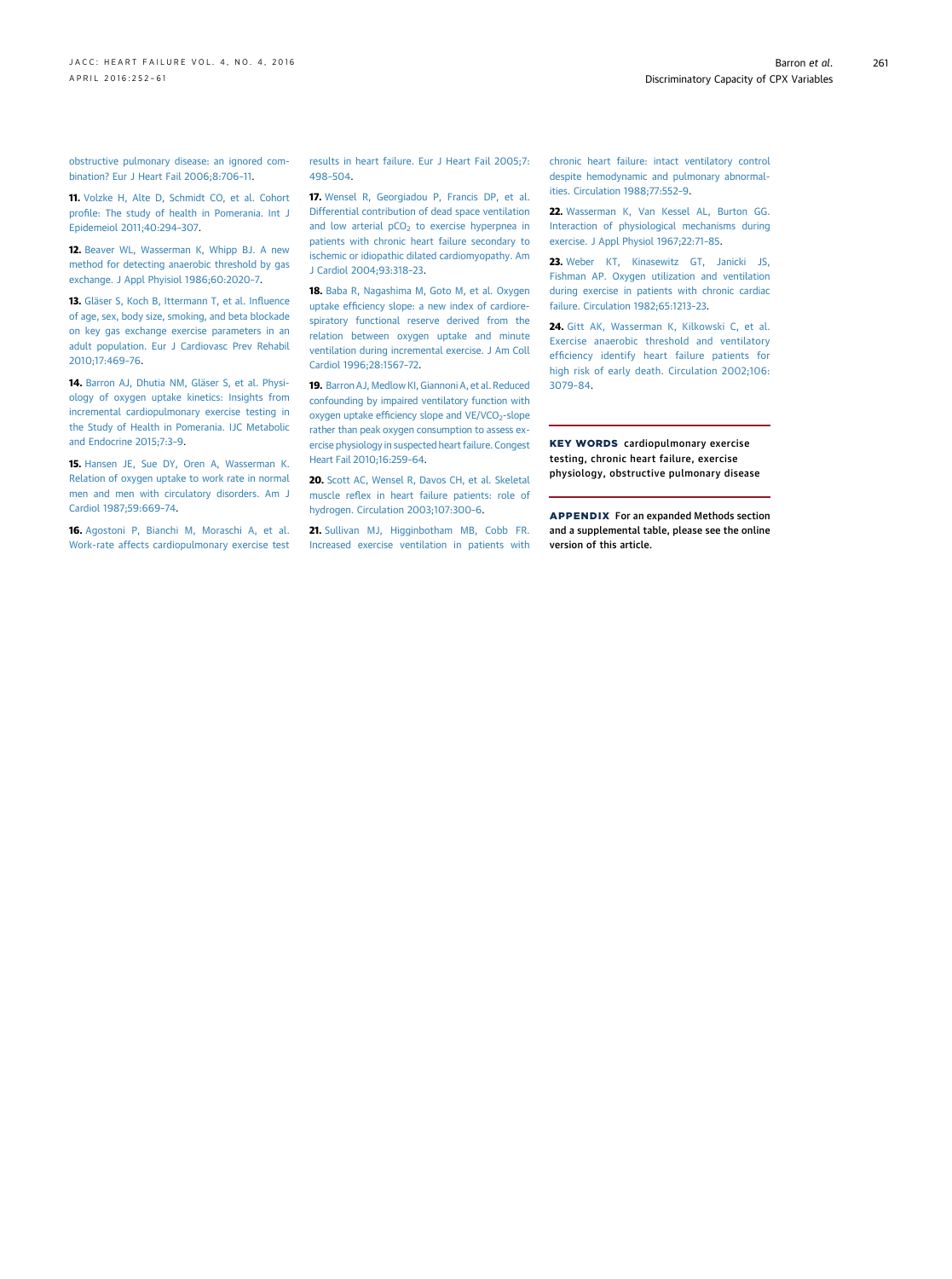obstructive pulmonary disease: an ignored combination? Eur J Heart Fail 2006;8:706–11.

**11.** Volzke H, Alte D, Schmidt CO, et al. Cohort profile: The study of health in Pomerania. Int J Epidemeiol 2011;40:294–307.

**12.** Beaver WL, Wasserman K, Whipp BJ. A new method for detecting anaerobic threshold by gas exchange. J Appl Phyisiol 1986;60:2020–7.

**13.** Gläser S, Koch B, Ittermann T, et al. Influence of age, sex, body size, smoking, and beta blockade on key gas exchange exercise parameters in an adult population. Eur J Cardiovasc Prev Rehabil 2010;17:469–76.

**14.** Barron AJ, Dhutia NM, Gläser S, et al. Physiology of oxygen uptake kinetics: Insights from incremental cardiopulmonary exercise testing in the Study of Health in Pomerania. IJC Metabolic and Endocrine 2015;7:3–9.

**15.** Hansen JE, Sue DY, Oren A, Wasserman K. Relation of oxygen uptake to work rate in normal men and men with circulatory disorders. Am J Cardiol 1987;59:669–74.

**16.** Agostoni P, Bianchi M, Moraschi A, et al. Work-rate affects cardiopulmonary exercise test results in heart failure. Eur J Heart Fail 2005;7:498–504.

**17.** Wensel R, Georgiadou P, Francis DP, et al. Differential contribution of dead space ventilation and low arterial $pCO_2$ to exercise hyperpnea in patients with chronic heart failure secondary to ischemic or idiopathic dilated cardiomyopathy. Am J Cardiol 2004;93:318–23.

**18.** Baba R, Nagashima M, Goto M, et al. Oxygen uptake efficiency slope: a new index of cardiorespiratory functional reserve derived from the relation between oxygen uptake and minute ventilation during incremental exercise. J Am Coll Cardiol 1996;28:1567–72.

**19.** Barron AJ, Medlow KI, Giannoni A, et al. Reduced confounding by impaired ventilatory function with oxygen uptake efficiency slope and $VE/VCO_2$-slope rather than peak oxygen consumption to assess exercise physiology in suspected heart failure. Congest Heart Fail 2010;16:259–64.

**20.** Scott AC, Wensel R, Davos CH, et al. Skeletal muscle reflex in heart failure patients: role of hydrogen. Circulation 2003;107:300–6.

**21.** Sullivan MJ, Higginbotham MB, Cobb FR. Increased exercise ventilation in patients with chronic heart failure: intact ventilatory control despite hemodynamic and pulmonary abnormalities. Circulation 1988;77:552–9.

**22.** Wasserman K, Van Kessel AL, Burton GG. Interaction of physiological mechanisms during exercise. J Appl Physiol 1967;22:71–85.

**23.** Weber KT, Kinasewitz GT, Janicki JS, Fishman AP. Oxygen utilization and ventilation during exercise in patients with chronic cardiac failure. Circulation 1982;65:1213–23.

**24.** Gitt AK, Wasserman K, Kilkowski C, et al. Exercise anaerobic threshold and ventilatory efficiency identify heart failure patients for high risk of early death. Circulation 2002;106:3079–84.

**KEY WORDS** cardiopulmonary exercise testing, chronic heart failure, exercise physiology, obstructive pulmonary disease

**APPENDIX** For an expanded Methods section and a supplemental table, please see the online version of this article.